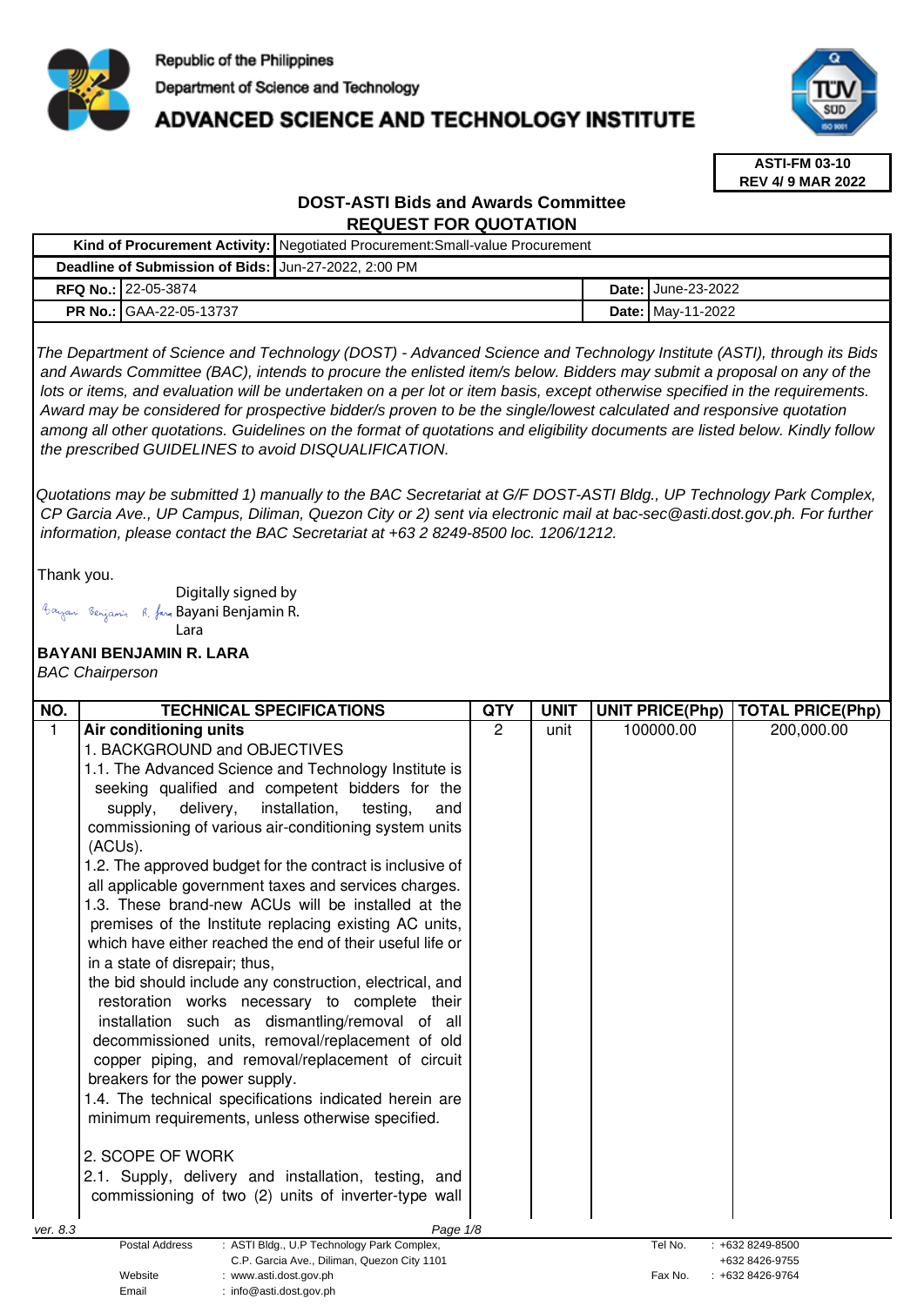Republic of the Philippines
Department of Science and Technology
# ADVANCED SCIENCE AND TECHNOLOGY INSTITUTE

**ASTI-FM 03-10**
**REV 4/ 9 MAR 2022**

## DOST-ASTI Bids and Awards Committee
## REQUEST FOR QUOTATION

| | | | |
|---|---|---|---|
| **Kind of Procurement Activity:** | Negotiated Procurement:Small-value Procurement | | |
| **Deadline of Submission of Bids:** | Jun-27-2022, 2:00 PM | | |
| **RFQ No.:** | 22-05-3874 | **Date:** | June-23-2022 |
| **PR No.:** | GAA-22-05-13737 | **Date:** | May-11-2022 |

*The Department of Science and Technology (DOST) - Advanced Science and Technology Institute (ASTI), through its Bids and Awards Committee (BAC), intends to procure the enlisted item/s below. Bidders may submit a proposal on any of the lots or items, and evaluation will be undertaken on a per lot or item basis, except otherwise specified in the requirements. Award may be considered for prospective bidder/s proven to be the single/lowest calculated and responsive quotation among all other quotations. Guidelines on the format of quotations and eligibility documents are listed below. Kindly follow the prescribed GUIDELINES to avoid DISQUALIFICATION.*

*Quotations may be submitted 1) manually to the BAC Secretariat at G/F DOST-ASTI Bldg., UP Technology Park Complex, CP Garcia Ave., UP Campus, Diliman, Quezon City or 2) sent via electronic mail at bac-sec@asti.dost.gov.ph. For further information, please contact the BAC Secretariat at +63 2 8249-8500 loc. 1206/1212.*

Thank you.

Digitally signed by Bayani Benjamin R. Lara

**BAYANI BENJAMIN R. LARA**
*BAC Chairperson*

| NO. | TECHNICAL SPECIFICATIONS | QTY | UNIT | UNIT PRICE(Php) | TOTAL PRICE(Php) |
|---|---|---|---|---|---|
| 1 | **Air conditioning units**<br>1. BACKGROUND and OBJECTIVES<br>1.1. The Advanced Science and Technology Institute is seeking qualified and competent bidders for the supply, delivery, installation, testing, and commissioning of various air-conditioning system units (ACUs).<br>1.2. The approved budget for the contract is inclusive of all applicable government taxes and services charges.<br>1.3. These brand-new ACUs will be installed at the premises of the Institute replacing existing AC units, which have either reached the end of their useful life or in a state of disrepair; thus,<br>the bid should include any construction, electrical, and restoration works necessary to complete their installation such as dismantling/removal of all decommissioned units, removal/replacement of old copper piping, and removal/replacement of circuit breakers for the power supply.<br>1.4. The technical specifications indicated herein are minimum requirements, unless otherwise specified.<br><br>2. SCOPE OF WORK<br>2.1. Supply, delivery and installation, testing, and commissioning of two (2) units of inverter-type wall | 2 | unit | 100000.00 | 200,000.00 |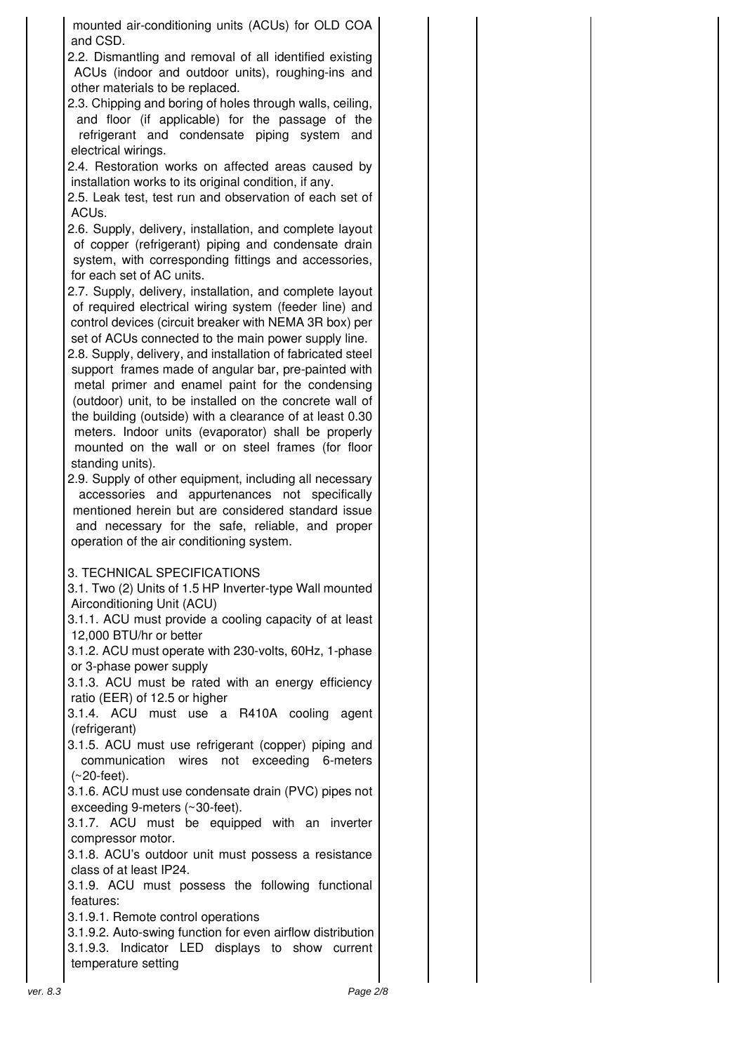mounted air-conditioning units (ACUs) for OLD COA and CSD.

2.2. Dismantling and removal of all identified existing ACUs (indoor and outdoor units), roughing-ins and other materials to be replaced.

2.3. Chipping and boring of holes through walls, ceiling, and floor (if applicable) for the passage of the refrigerant and condensate piping system and electrical wirings.

2.4. Restoration works on affected areas caused by installation works to its original condition, if any.

2.5. Leak test, test run and observation of each set of ACUs.

2.6. Supply, delivery, installation, and complete layout of copper (refrigerant) piping and condensate drain system, with corresponding fittings and accessories, for each set of AC units.

2.7. Supply, delivery, installation, and complete layout of required electrical wiring system (feeder line) and control devices (circuit breaker with NEMA 3R box) per set of ACUs connected to the main power supply line.

2.8. Supply, delivery, and installation of fabricated steel support frames made of angular bar, pre-painted with metal primer and enamel paint for the condensing (outdoor) unit, to be installed on the concrete wall of the building (outside) with a clearance of at least 0.30 meters. Indoor units (evaporator) shall be properly mounted on the wall or on steel frames (for floor standing units).

2.9. Supply of other equipment, including all necessary accessories and appurtenances not specifically mentioned herein but are considered standard issue and necessary for the safe, reliable, and proper operation of the air conditioning system.

3. TECHNICAL SPECIFICATIONS

3.1. Two (2) Units of 1.5 HP Inverter-type Wall mounted Airconditioning Unit (ACU)

3.1.1. ACU must provide a cooling capacity of at least 12,000 BTU/hr or better

3.1.2. ACU must operate with 230-volts, 60Hz, 1-phase or 3-phase power supply

3.1.3. ACU must be rated with an energy efficiency ratio (EER) of 12.5 or higher

3.1.4. ACU must use a R410A cooling agent (refrigerant)

3.1.5. ACU must use refrigerant (copper) piping and communication wires not exceeding 6-meters (~20-feet).

3.1.6. ACU must use condensate drain (PVC) pipes not exceeding 9-meters (~30-feet).

3.1.7. ACU must be equipped with an inverter compressor motor.

3.1.8. ACU's outdoor unit must possess a resistance class of at least IP24.

3.1.9. ACU must possess the following functional features:

3.1.9.1. Remote control operations

3.1.9.2. Auto-swing function for even airflow distribution

3.1.9.3. Indicator LED displays to show current temperature setting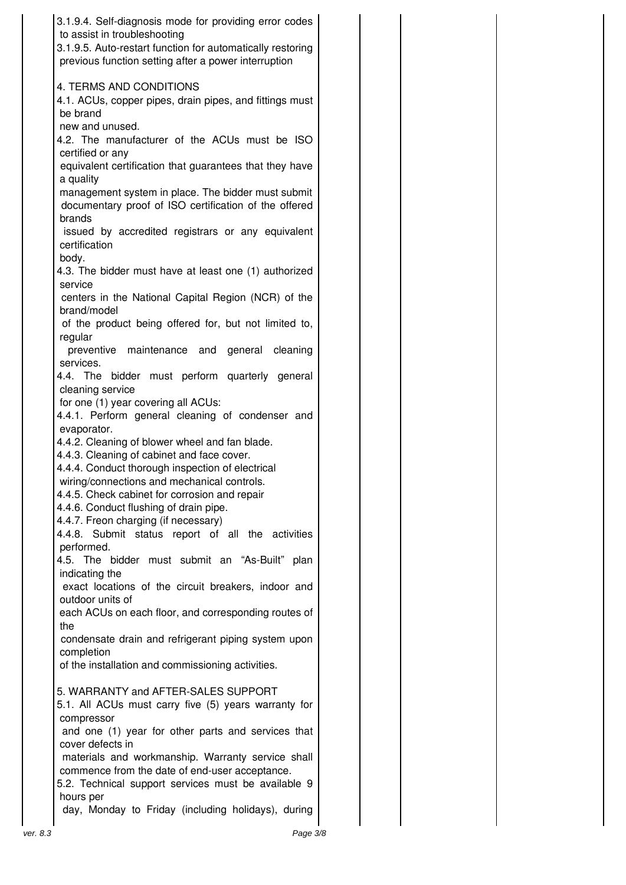3.1.9.4. Self-diagnosis mode for providing error codes to assist in troubleshooting

3.1.9.5. Auto-restart function for automatically restoring previous function setting after a power interruption

4. TERMS AND CONDITIONS

4.1. ACUs, copper pipes, drain pipes, and fittings must be brand new and unused.

4.2. The manufacturer of the ACUs must be ISO certified or any equivalent certification that guarantees that they have a quality management system in place. The bidder must submit documentary proof of ISO certification of the offered brands issued by accredited registrars or any equivalent certification body.

4.3. The bidder must have at least one (1) authorized service centers in the National Capital Region (NCR) of the brand/model of the product being offered for, but not limited to, regular preventive maintenance and general cleaning services.

4.4. The bidder must perform quarterly general cleaning service for one (1) year covering all ACUs:

4.4.1. Perform general cleaning of condenser and evaporator.

4.4.2. Cleaning of blower wheel and fan blade.

4.4.3. Cleaning of cabinet and face cover.

4.4.4. Conduct thorough inspection of electrical wiring/connections and mechanical controls.

4.4.5. Check cabinet for corrosion and repair

4.4.6. Conduct flushing of drain pipe.

4.4.7. Freon charging (if necessary)

4.4.8. Submit status report of all the activities performed.

4.5. The bidder must submit an "As-Built" plan indicating the exact locations of the circuit breakers, indoor and outdoor units of each ACUs on each floor, and corresponding routes of the condensate drain and refrigerant piping system upon completion of the installation and commissioning activities.

5. WARRANTY and AFTER-SALES SUPPORT

5.1. All ACUs must carry five (5) years warranty for compressor and one (1) year for other parts and services that cover defects in materials and workmanship. Warranty service shall commence from the date of end-user acceptance.

5.2. Technical support services must be available 9 hours per day, Monday to Friday (including holidays), during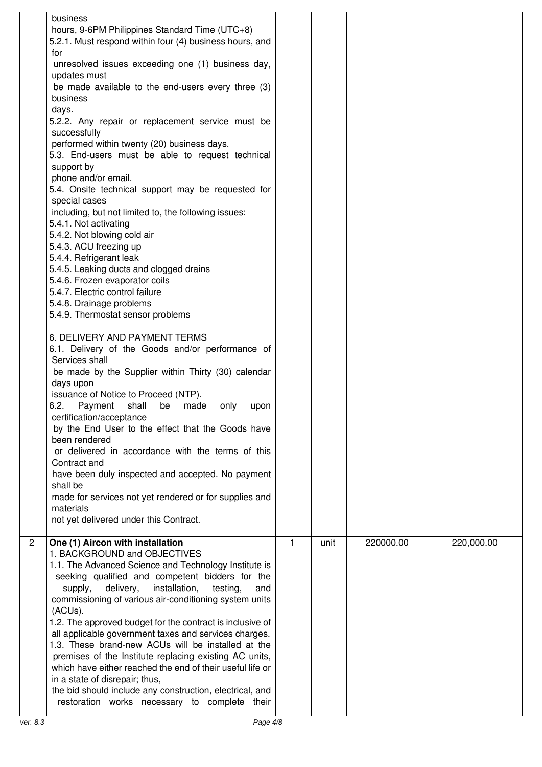| | | | | | |
|---|---|---|---|---|---|
| | business hours, 9-6PM Philippines Standard Time (UTC+8)<br>5.2.1. Must respond within four (4) business hours, and for unresolved issues exceeding one (1) business day, updates must be made available to the end-users every three (3) business days.<br>5.2.2. Any repair or replacement service must be successfully performed within twenty (20) business days.<br>5.3. End-users must be able to request technical support by phone and/or email.<br>5.4. Onsite technical support may be requested for special cases including, but not limited to, the following issues:<br>5.4.1. Not activating<br>5.4.2. Not blowing cold air<br>5.4.3. ACU freezing up<br>5.4.4. Refrigerant leak<br>5.4.5. Leaking ducts and clogged drains<br>5.4.6. Frozen evaporator coils<br>5.4.7. Electric control failure<br>5.4.8. Drainage problems<br>5.4.9. Thermostat sensor problems<br><br>6. DELIVERY AND PAYMENT TERMS<br>6.1. Delivery of the Goods and/or performance of Services shall be made by the Supplier within Thirty (30) calendar days upon issuance of Notice to Proceed (NTP).<br>6.2. Payment shall be made only upon certification/acceptance by the End User to the effect that the Goods have been rendered or delivered in accordance with the terms of this Contract and have been duly inspected and accepted. No payment shall be made for services not yet rendered or for supplies and materials not yet delivered under this Contract. | | | | |
| 2 | **One (1) Aircon with installation**<br>1. BACKGROUND and OBJECTIVES<br>1.1. The Advanced Science and Technology Institute is seeking qualified and competent bidders for the supply, delivery, installation, testing, and commissioning of various air-conditioning system units (ACUs).<br>1.2. The approved budget for the contract is inclusive of all applicable government taxes and services charges.<br>1.3. These brand-new ACUs will be installed at the premises of the Institute replacing existing AC units, which have either reached the end of their useful life or in a state of disrepair; thus, the bid should include any construction, electrical, and restoration works necessary to complete their | 1 | unit | 220000.00 | 220,000.00 |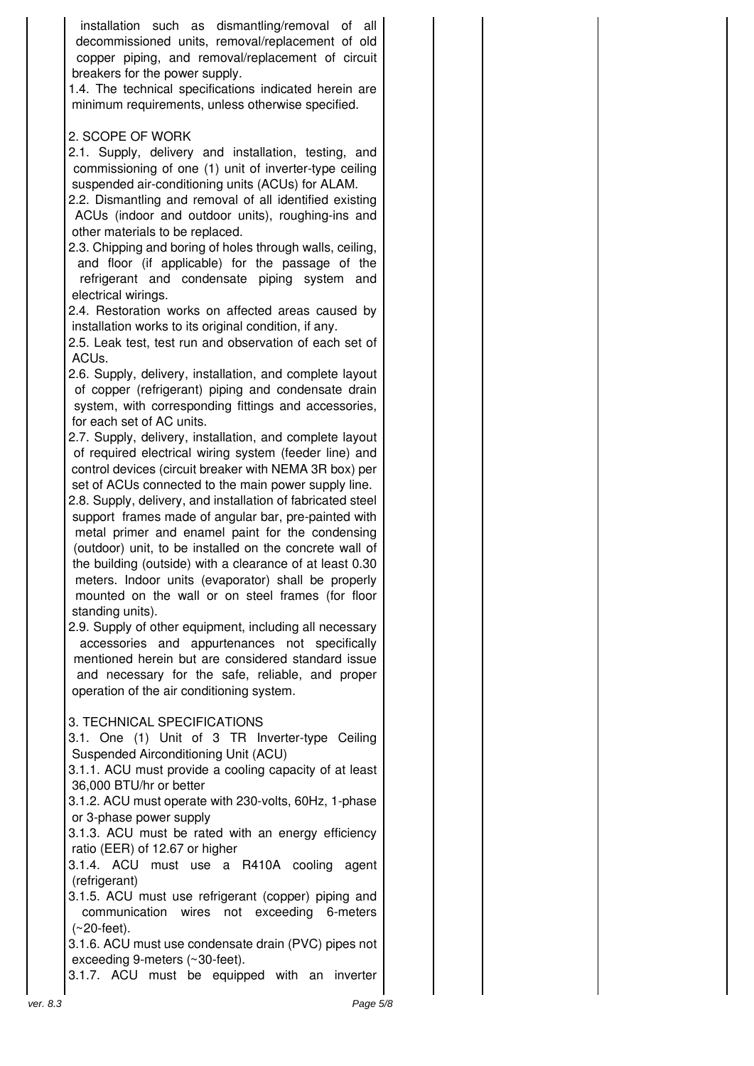installation such as dismantling/removal of all decommissioned units, removal/replacement of old copper piping, and removal/replacement of circuit breakers for the power supply.

1.4. The technical specifications indicated herein are minimum requirements, unless otherwise specified.

2. SCOPE OF WORK

2.1. Supply, delivery and installation, testing, and commissioning of one (1) unit of inverter-type ceiling suspended air-conditioning units (ACUs) for ALAM.

2.2. Dismantling and removal of all identified existing ACUs (indoor and outdoor units), roughing-ins and other materials to be replaced.

2.3. Chipping and boring of holes through walls, ceiling, and floor (if applicable) for the passage of the refrigerant and condensate piping system and electrical wirings.

2.4. Restoration works on affected areas caused by installation works to its original condition, if any.

2.5. Leak test, test run and observation of each set of ACUs.

2.6. Supply, delivery, installation, and complete layout of copper (refrigerant) piping and condensate drain system, with corresponding fittings and accessories, for each set of AC units.

2.7. Supply, delivery, installation, and complete layout of required electrical wiring system (feeder line) and control devices (circuit breaker with NEMA 3R box) per set of ACUs connected to the main power supply line.

2.8. Supply, delivery, and installation of fabricated steel support frames made of angular bar, pre-painted with metal primer and enamel paint for the condensing (outdoor) unit, to be installed on the concrete wall of the building (outside) with a clearance of at least 0.30 meters. Indoor units (evaporator) shall be properly mounted on the wall or on steel frames (for floor standing units).

2.9. Supply of other equipment, including all necessary accessories and appurtenances not specifically mentioned herein but are considered standard issue and necessary for the safe, reliable, and proper operation of the air conditioning system.

3. TECHNICAL SPECIFICATIONS

3.1. One (1) Unit of 3 TR Inverter-type Ceiling Suspended Airconditioning Unit (ACU)

3.1.1. ACU must provide a cooling capacity of at least 36,000 BTU/hr or better

3.1.2. ACU must operate with 230-volts, 60Hz, 1-phase or 3-phase power supply

3.1.3. ACU must be rated with an energy efficiency ratio (EER) of 12.67 or higher

3.1.4. ACU must use a R410A cooling agent (refrigerant)

3.1.5. ACU must use refrigerant (copper) piping and communication wires not exceeding 6-meters (~20-feet).

3.1.6. ACU must use condensate drain (PVC) pipes not exceeding 9-meters (~30-feet).

3.1.7. ACU must be equipped with an inverter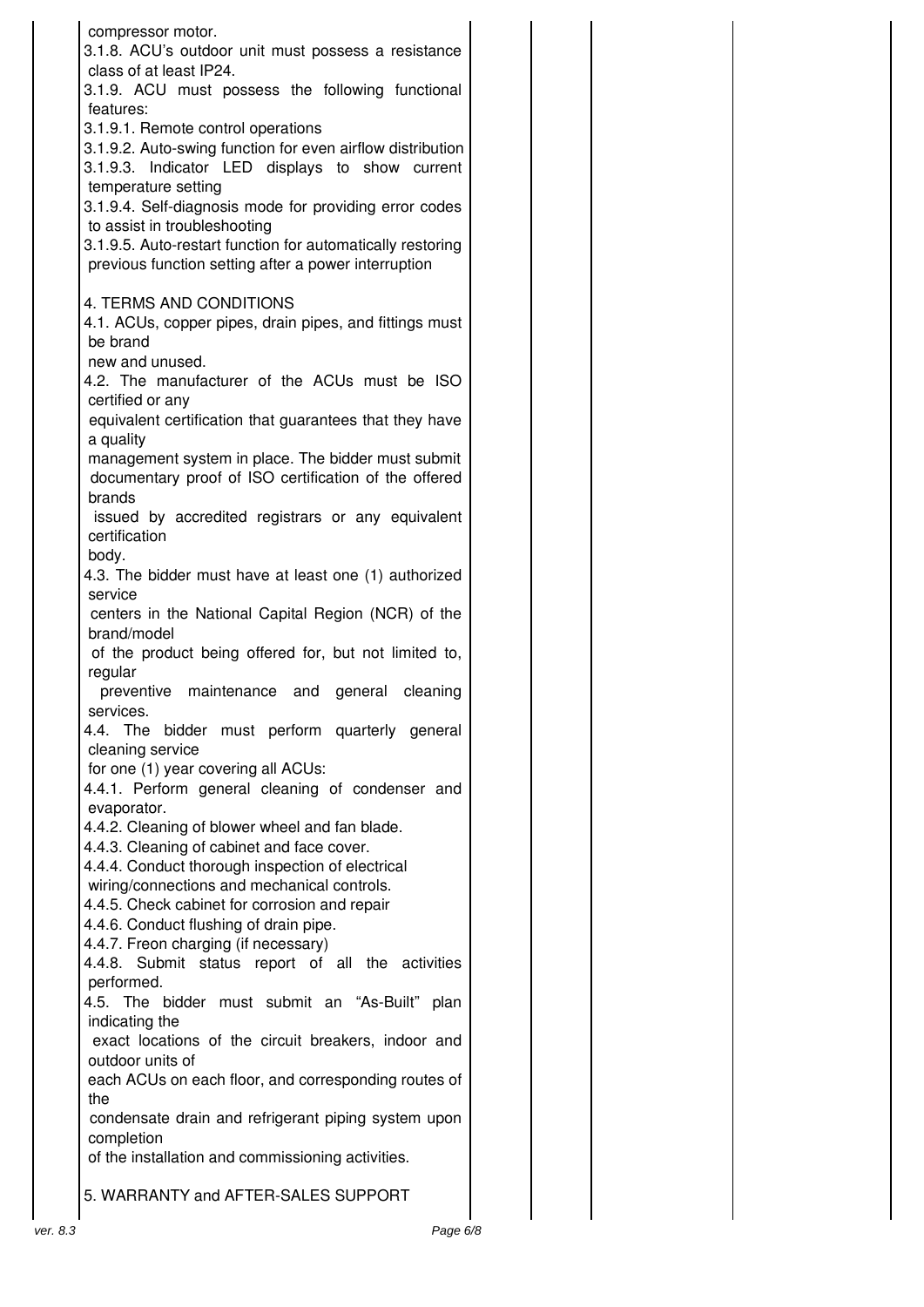compressor motor.

3.1.8. ACU's outdoor unit must possess a resistance class of at least IP24.

3.1.9. ACU must possess the following functional features:

3.1.9.1. Remote control operations

3.1.9.2. Auto-swing function for even airflow distribution

3.1.9.3. Indicator LED displays to show current temperature setting

3.1.9.4. Self-diagnosis mode for providing error codes to assist in troubleshooting

3.1.9.5. Auto-restart function for automatically restoring previous function setting after a power interruption

4. TERMS AND CONDITIONS

4.1. ACUs, copper pipes, drain pipes, and fittings must be brand new and unused.

4.2. The manufacturer of the ACUs must be ISO certified or any equivalent certification that guarantees that they have a quality management system in place. The bidder must submit documentary proof of ISO certification of the offered brands issued by accredited registrars or any equivalent certification body.

4.3. The bidder must have at least one (1) authorized service centers in the National Capital Region (NCR) of the brand/model of the product being offered for, but not limited to, regular preventive maintenance and general cleaning services.

4.4. The bidder must perform quarterly general cleaning service for one (1) year covering all ACUs:

4.4.1. Perform general cleaning of condenser and evaporator.

4.4.2. Cleaning of blower wheel and fan blade.

4.4.3. Cleaning of cabinet and face cover.

4.4.4. Conduct thorough inspection of electrical wiring/connections and mechanical controls.

4.4.5. Check cabinet for corrosion and repair

4.4.6. Conduct flushing of drain pipe.

4.4.7. Freon charging (if necessary)

4.4.8. Submit status report of all the activities performed.

4.5. The bidder must submit an "As-Built" plan indicating the exact locations of the circuit breakers, indoor and outdoor units of each ACUs on each floor, and corresponding routes of the condensate drain and refrigerant piping system upon completion of the installation and commissioning activities.

5. WARRANTY and AFTER-SALES SUPPORT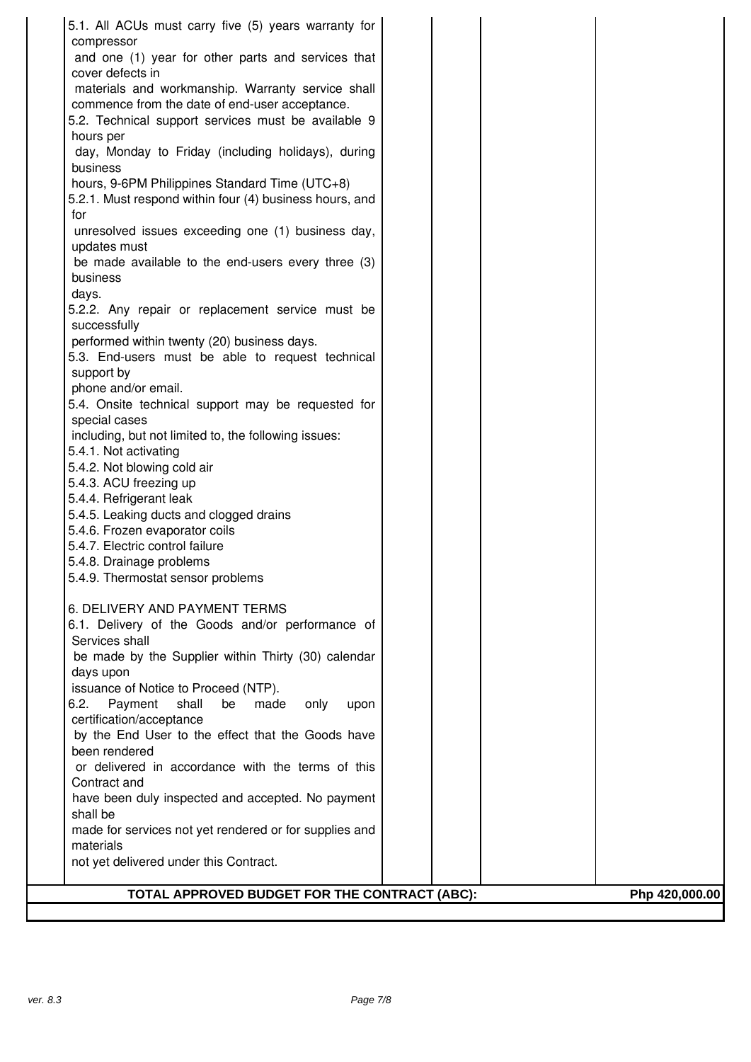| | | | |
|---|---|---|---|
| 5.1. All ACUs must carry five (5) years warranty for compressor and one (1) year for other parts and services that cover defects in materials and workmanship. Warranty service shall commence from the date of end-user acceptance.<br>5.2. Technical support services must be available 9 hours per day, Monday to Friday (including holidays), during business hours, 9-6PM Philippines Standard Time (UTC+8)<br>5.2.1. Must respond within four (4) business hours, and for unresolved issues exceeding one (1) business day, updates must be made available to the end-users every three (3) business days.<br>5.2.2. Any repair or replacement service must be successfully performed within twenty (20) business days.<br>5.3. End-users must be able to request technical support by phone and/or email.<br>5.4. Onsite technical support may be requested for special cases including, but not limited to, the following issues:<br>5.4.1. Not activating<br>5.4.2. Not blowing cold air<br>5.4.3. ACU freezing up<br>5.4.4. Refrigerant leak<br>5.4.5. Leaking ducts and clogged drains<br>5.4.6. Frozen evaporator coils<br>5.4.7. Electric control failure<br>5.4.8. Drainage problems<br>5.4.9. Thermostat sensor problems<br><br>6. DELIVERY AND PAYMENT TERMS<br>6.1. Delivery of the Goods and/or performance of Services shall be made by the Supplier within Thirty (30) calendar days upon issuance of Notice to Proceed (NTP).<br>6.2. Payment shall be made only upon certification/acceptance by the End User to the effect that the Goods have been rendered or delivered in accordance with the terms of this Contract and have been duly inspected and accepted. No payment shall be made for services not yet rendered or for supplies and materials not yet delivered under this Contract. | | | |
| **TOTAL APPROVED BUDGET FOR THE CONTRACT (ABC):** | | | **Php 420,000.00** |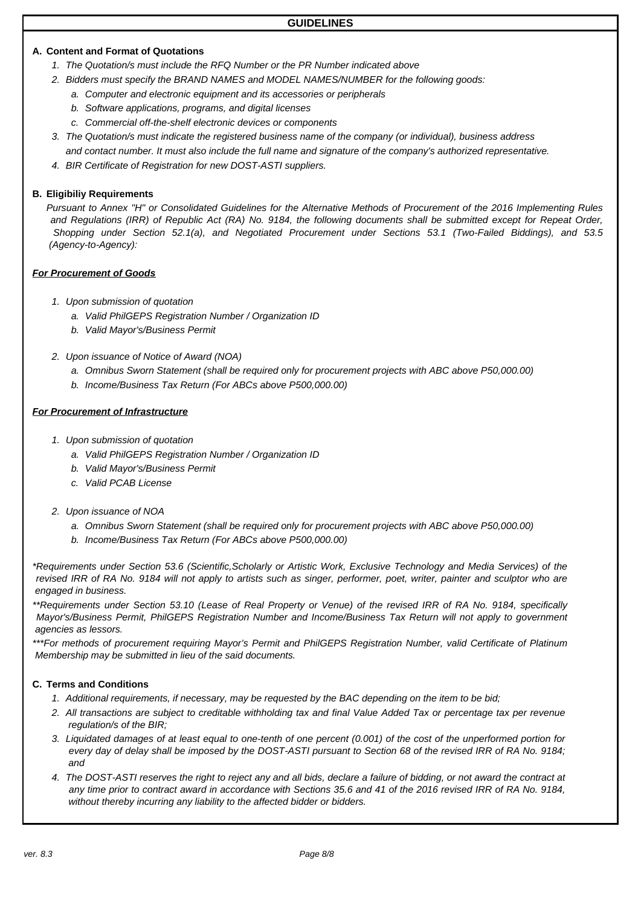## GUIDELINES

### A. Content and Format of Quotations

1. *The Quotation/s must include the RFQ Number or the PR Number indicated above*
2. *Bidders must specify the BRAND NAMES and MODEL NAMES/NUMBER for the following goods:*
   a. *Computer and electronic equipment and its accessories or peripherals*
   b. *Software applications, programs, and digital licenses*
   c. *Commercial off-the-shelf electronic devices or components*
3. *The Quotation/s must indicate the registered business name of the company (or individual), business address and contact number. It must also include the full name and signature of the company's authorized representative.*
4. *BIR Certificate of Registration for new DOST-ASTI suppliers.*

### B. Eligibiliy Requirements

*Pursuant to Annex "H" or Consolidated Guidelines for the Alternative Methods of Procurement of the 2016 Implementing Rules and Regulations (IRR) of Republic Act (RA) No. 9184, the following documents shall be submitted except for Repeat Order, Shopping under Section 52.1(a), and Negotiated Procurement under Sections 53.1 (Two-Failed Biddings), and 53.5 (Agency-to-Agency):*

***For Procurement of Goods***

1. *Upon submission of quotation*
   a. *Valid PhilGEPS Registration Number / Organization ID*
   b. *Valid Mayor's/Business Permit*
2. *Upon issuance of Notice of Award (NOA)*
   a. *Omnibus Sworn Statement (shall be required only for procurement projects with ABC above P50,000.00)*
   b. *Income/Business Tax Return (For ABCs above P500,000.00)*

***For Procurement of Infrastructure***

1. *Upon submission of quotation*
   a. *Valid PhilGEPS Registration Number / Organization ID*
   b. *Valid Mayor's/Business Permit*
   c. *Valid PCAB License*
2. *Upon issuance of NOA*
   a. *Omnibus Sworn Statement (shall be required only for procurement projects with ABC above P50,000.00)*
   b. *Income/Business Tax Return (For ABCs above P500,000.00)*

*\*Requirements under Section 53.6 (Scientific,Scholarly or Artistic Work, Exclusive Technology and Media Services) of the revised IRR of RA No. 9184 will not apply to artists such as singer, performer, poet, writer, painter and sculptor who are engaged in business.*

*\*\*Requirements under Section 53.10 (Lease of Real Property or Venue) of the revised IRR of RA No. 9184, specifically Mayor's/Business Permit, PhilGEPS Registration Number and Income/Business Tax Return will not apply to government agencies as lessors.*

*\*\*\*For methods of procurement requiring Mayor's Permit and PhilGEPS Registration Number, valid Certificate of Platinum Membership may be submitted in lieu of the said documents.*

### C. Terms and Conditions

1. *Additional requirements, if necessary, may be requested by the BAC depending on the item to be bid;*
2. *All transactions are subject to creditable withholding tax and final Value Added Tax or percentage tax per revenue regulation/s of the BIR;*
3. *Liquidated damages of at least equal to one-tenth of one percent (0.001) of the cost of the unperformed portion for every day of delay shall be imposed by the DOST-ASTI pursuant to Section 68 of the revised IRR of RA No. 9184; and*
4. *The DOST-ASTI reserves the right to reject any and all bids, declare a failure of bidding, or not award the contract at any time prior to contract award in accordance with Sections 35.6 and 41 of the 2016 revised IRR of RA No. 9184, without thereby incurring any liability to the affected bidder or bidders.*

*ver. 8.3*